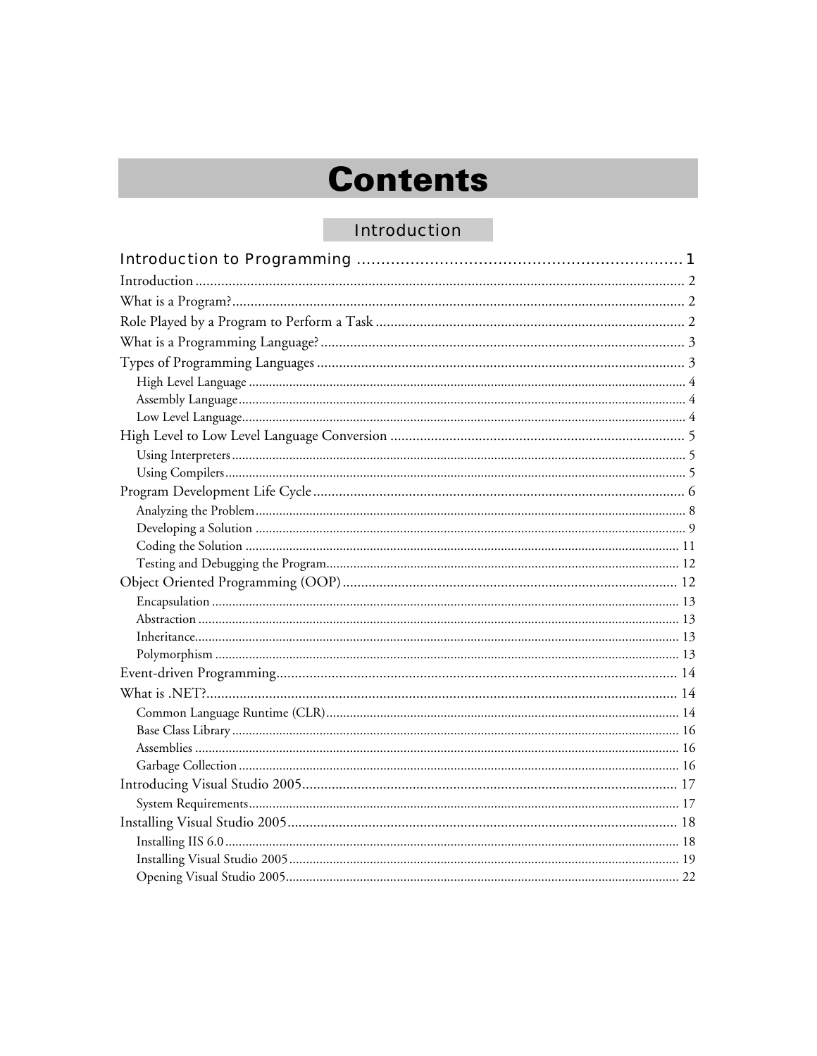# Contents

## Introduction

**Introduction to Programming ..................................................................... 1**

Introduction ..................................................................................................................... 2
What is a Program? ........................................................................................................... 2
Role Played by a Program to Perform a Task ................................................................... 2
What is a Programming Language? .................................................................................. 3
Types of Programming Languages ................................................................................... 3
- High Level Language ........................................................................................................ 4
- Assembly Language .......................................................................................................... 4
- Low Level Language ......................................................................................................... 4

High Level to Low Level Language Conversion ................................................................ 5
- Using Interpreters ............................................................................................................. 5
- Using Compilers ............................................................................................................... 5

Program Development Life Cycle ..................................................................................... 6
- Analyzing the Problem ...................................................................................................... 8
- Developing a Solution ....................................................................................................... 9
- Coding the Solution ......................................................................................................... 11
- Testing and Debugging the Program ................................................................................. 12

Object Oriented Programming (OOP) ............................................................................. 12
- Encapsulation .................................................................................................................. 13
- Abstraction ...................................................................................................................... 13
- Inheritance ....................................................................................................................... 13
- Polymorphism .................................................................................................................. 13

Event-driven Programming .............................................................................................. 14
What is .NET? .................................................................................................................. 14
- Common Language Runtime (CLR) .................................................................................. 14
- Base Class Library ............................................................................................................ 16
- Assemblies ....................................................................................................................... 16
- Garbage Collection .......................................................................................................... 16

Introducing Visual Studio 2005 ....................................................................................... 17
- System Requirements ....................................................................................................... 17

Installing Visual Studio 2005 ........................................................................................... 18
- Installing IIS 6.0 .............................................................................................................. 18
- Installing Visual Studio 2005 ........................................................................................... 19
- Opening Visual Studio 2005 ............................................................................................. 22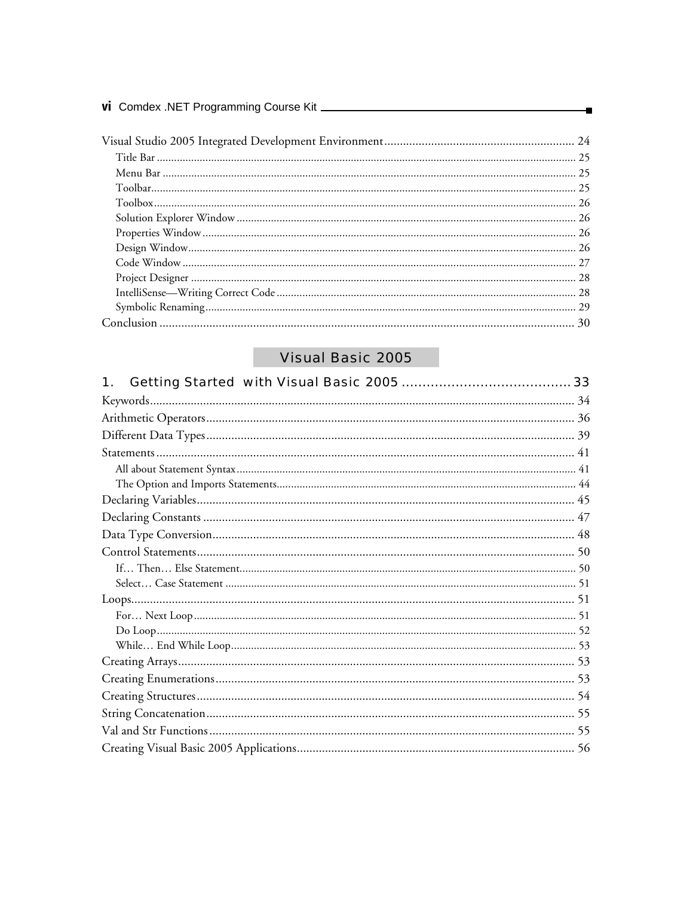Visual Studio 2005 Integrated Development Environment ............................................................ 24

- Title Bar ............................................................................................................................................ 25
- Menu Bar ........................................................................................................................................... 25
- Toolbar............................................................................................................................................... 25
- Toolbox.............................................................................................................................................. 26
- Solution Explorer Window ................................................................................................................ 26
- Properties Window ............................................................................................................................ 26
- Design Window.................................................................................................................................. 26
- Code Window .................................................................................................................................... 27
- Project Designer ................................................................................................................................. 28
- IntelliSense—Writing Correct Code ................................................................................................... 28
- Symbolic Renaming............................................................................................................................ 29

Conclusion ................................................................................................................................. 30

## Visual Basic 2005

### 1. Getting Started with Visual Basic 2005 .......................................... 33

Keywords.................................................................................................................................... 34

Arithmetic Operators.................................................................................................................. 36

Different Data Types................................................................................................................... 39

Statements.................................................................................................................................. 41

- All about Statement Syntax................................................................................................................ 41
- The Option and Imports Statements.................................................................................................. 44

Declaring Variables..................................................................................................................... 45

Declaring Constants ................................................................................................................... 47

Data Type Conversion................................................................................................................. 48

Control Statements..................................................................................................................... 50

- If… Then… Else Statement................................................................................................................ 50
- Select… Case Statement .................................................................................................................... 51

Loops.......................................................................................................................................... 51

- For… Next Loop ................................................................................................................................ 51
- Do Loop............................................................................................................................................. 52
- While… End While Loop.................................................................................................................... 53

Creating Arrays........................................................................................................................... 53

Creating Enumerations............................................................................................................... 53

Creating Structures..................................................................................................................... 54

String Concatenation.................................................................................................................. 55

Val and Str Functions.................................................................................................................. 55

Creating Visual Basic 2005 Applications...................................................................................... 56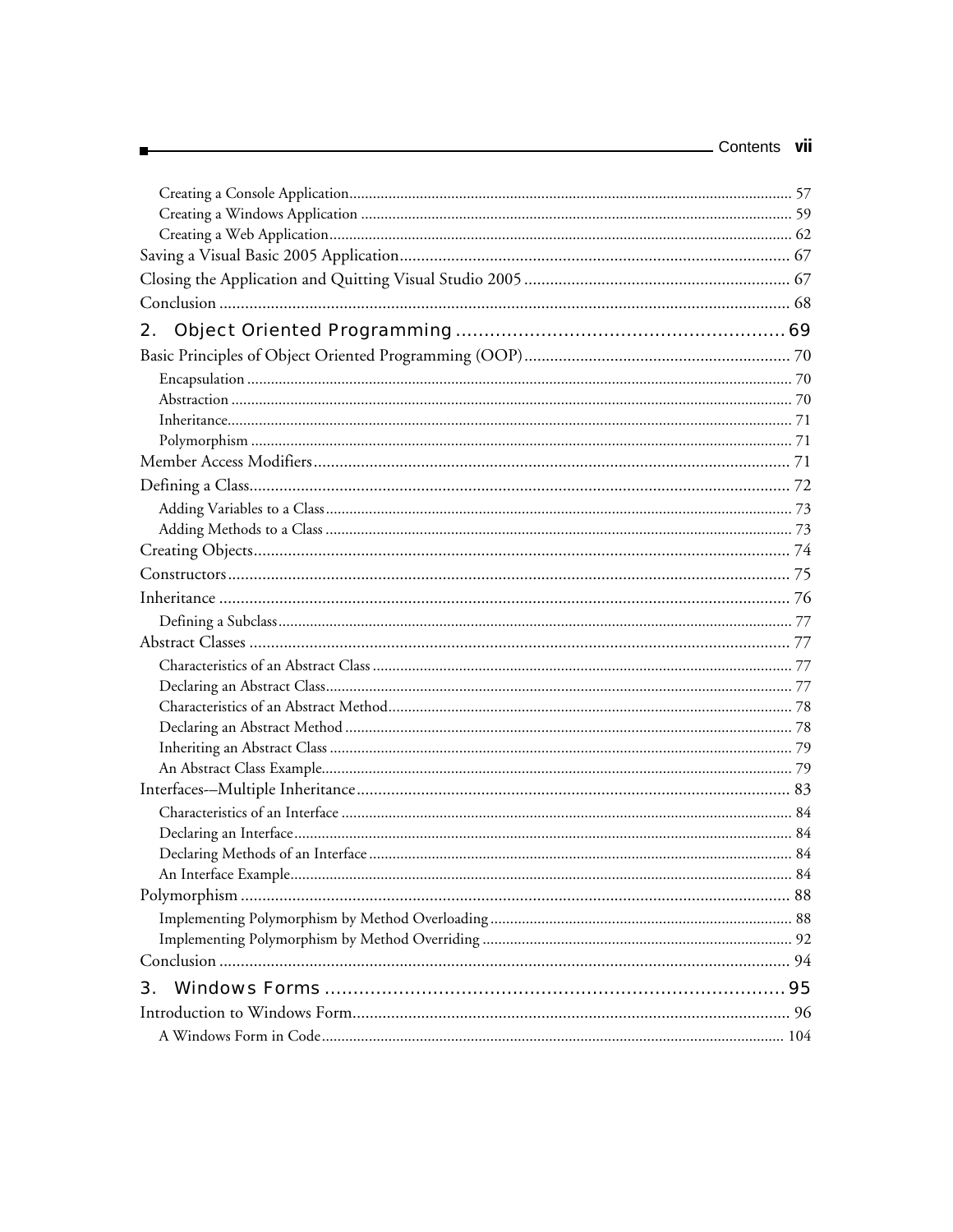Creating a Console Application ........ 57
Creating a Windows Application ........ 59
Creating a Web Application ........ 62

Saving a Visual Basic 2005 Application ........ 67

Closing the Application and Quitting Visual Studio 2005 ........ 67

Conclusion ........ 68

## 2. Object Oriented Programming ........ 69

Basic Principles of Object Oriented Programming (OOP) ........ 70

- Encapsulation ........ 70
- Abstraction ........ 70
- Inheritance ........ 71
- Polymorphism ........ 71

Member Access Modifiers ........ 71

Defining a Class ........ 72

- Adding Variables to a Class ........ 73
- Adding Methods to a Class ........ 73

Creating Objects ........ 74

Constructors ........ 75

Inheritance ........ 76

- Defining a Subclass ........ 77

Abstract Classes ........ 77

- Characteristics of an Abstract Class ........ 77
- Declaring an Abstract Class ........ 77
- Characteristics of an Abstract Method ........ 78
- Declaring an Abstract Method ........ 78
- Inheriting an Abstract Class ........ 79
- An Abstract Class Example ........ 79

Interfaces-–Multiple Inheritance ........ 83

- Characteristics of an Interface ........ 84
- Declaring an Interface ........ 84
- Declaring Methods of an Interface ........ 84
- An Interface Example ........ 84

Polymorphism ........ 88

- Implementing Polymorphism by Method Overloading ........ 88
- Implementing Polymorphism by Method Overriding ........ 92

Conclusion ........ 94

## 3. Windows Forms ........ 95

Introduction to Windows Form ........ 96

- A Windows Form in Code ........ 104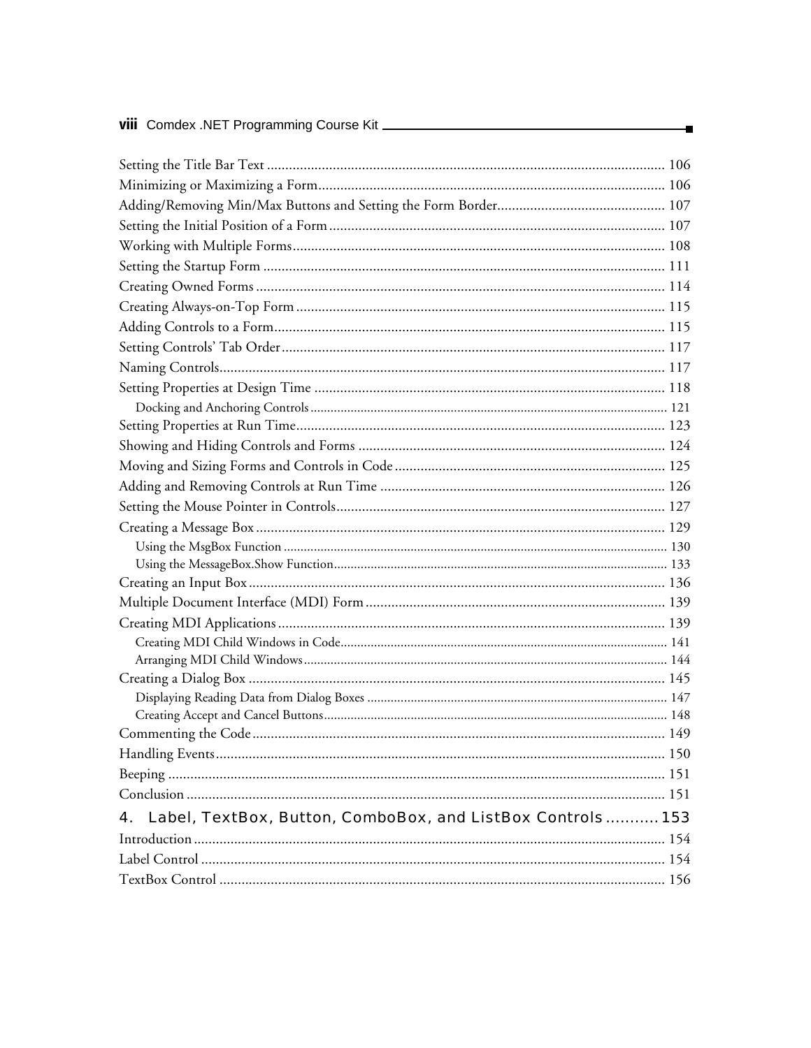Setting the Title Bar Text ........................................................................................................ 106
Minimizing or Maximizing a Form.......................................................................................... 106
Adding/Removing Min/Max Buttons and Setting the Form Border............................................. 107
Setting the Initial Position of a Form ........................................................................................ 107
Working with Multiple Forms.................................................................................................. 108
Setting the Startup Form .......................................................................................................... 111
Creating Owned Forms ............................................................................................................ 114
Creating Always-on-Top Form .................................................................................................. 115
Adding Controls to a Form........................................................................................................ 115
Setting Controls' Tab Order ...................................................................................................... 117
Naming Controls....................................................................................................................... 117
Setting Properties at Design Time ............................................................................................. 118
    Docking and Anchoring Controls ...................................................................................... 121
Setting Properties at Run Time.................................................................................................. 123
Showing and Hiding Controls and Forms ................................................................................. 124
Moving and Sizing Forms and Controls in Code ....................................................................... 125
Adding and Removing Controls at Run Time ........................................................................... 126
Setting the Mouse Pointer in Controls....................................................................................... 127
Creating a Message Box ............................................................................................................ 129
    Using the MsgBox Function .............................................................................................. 130
    Using the MessageBox.Show Function................................................................................ 133
Creating an Input Box .............................................................................................................. 136
Multiple Document Interface (MDI) Form ............................................................................... 139
Creating MDI Applications ....................................................................................................... 139
    Creating MDI Child Windows in Code.............................................................................. 141
    Arranging MDI Child Windows ......................................................................................... 144
Creating a Dialog Box ............................................................................................................... 145
    Displaying Reading Data from Dialog Boxes ...................................................................... 147
    Creating Accept and Cancel Buttons................................................................................... 148
Commenting the Code .............................................................................................................. 149
Handling Events........................................................................................................................ 150
Beeping ..................................................................................................................................... 151
Conclusion ................................................................................................................................ 151

## 4. Label, TextBox, Button, ComboBox, and ListBox Controls ........... 153

Introduction .............................................................................................................................. 154
Label Control ............................................................................................................................ 154
TextBox Control ....................................................................................................................... 156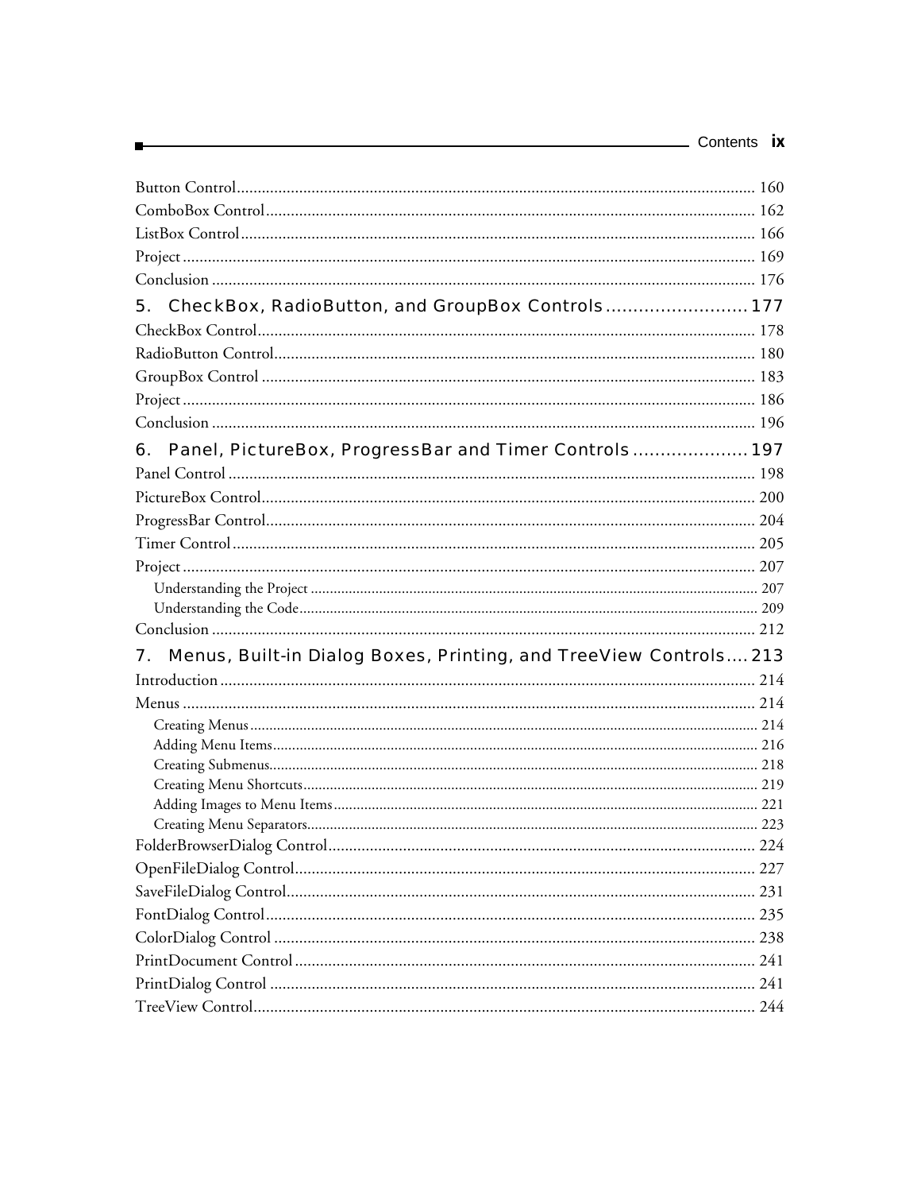Button Control ... 160
ComboBox Control ... 162
ListBox Control ... 166
Project ... 169
Conclusion ... 176

## 5. CheckBox, RadioButton, and GroupBox Controls ... 177

CheckBox Control ... 178
RadioButton Control ... 180
GroupBox Control ... 183
Project ... 186
Conclusion ... 196

## 6. Panel, PictureBox, ProgressBar and Timer Controls ... 197

Panel Control ... 198
PictureBox Control ... 200
ProgressBar Control ... 204
Timer Control ... 205
Project ... 207
- Understanding the Project ... 207
- Understanding the Code ... 209

Conclusion ... 212

## 7. Menus, Built-in Dialog Boxes, Printing, and TreeView Controls ... 213

Introduction ... 214
Menus ... 214
- Creating Menus ... 214
- Adding Menu Items ... 216
- Creating Submenus ... 218
- Creating Menu Shortcuts ... 219
- Adding Images to Menu Items ... 221
- Creating Menu Separators ... 223

FolderBrowserDialog Control ... 224
OpenFileDialog Control ... 227
SaveFileDialog Control ... 231
FontDialog Control ... 235
ColorDialog Control ... 238
PrintDocument Control ... 241
PrintDialog Control ... 241
TreeView Control ... 244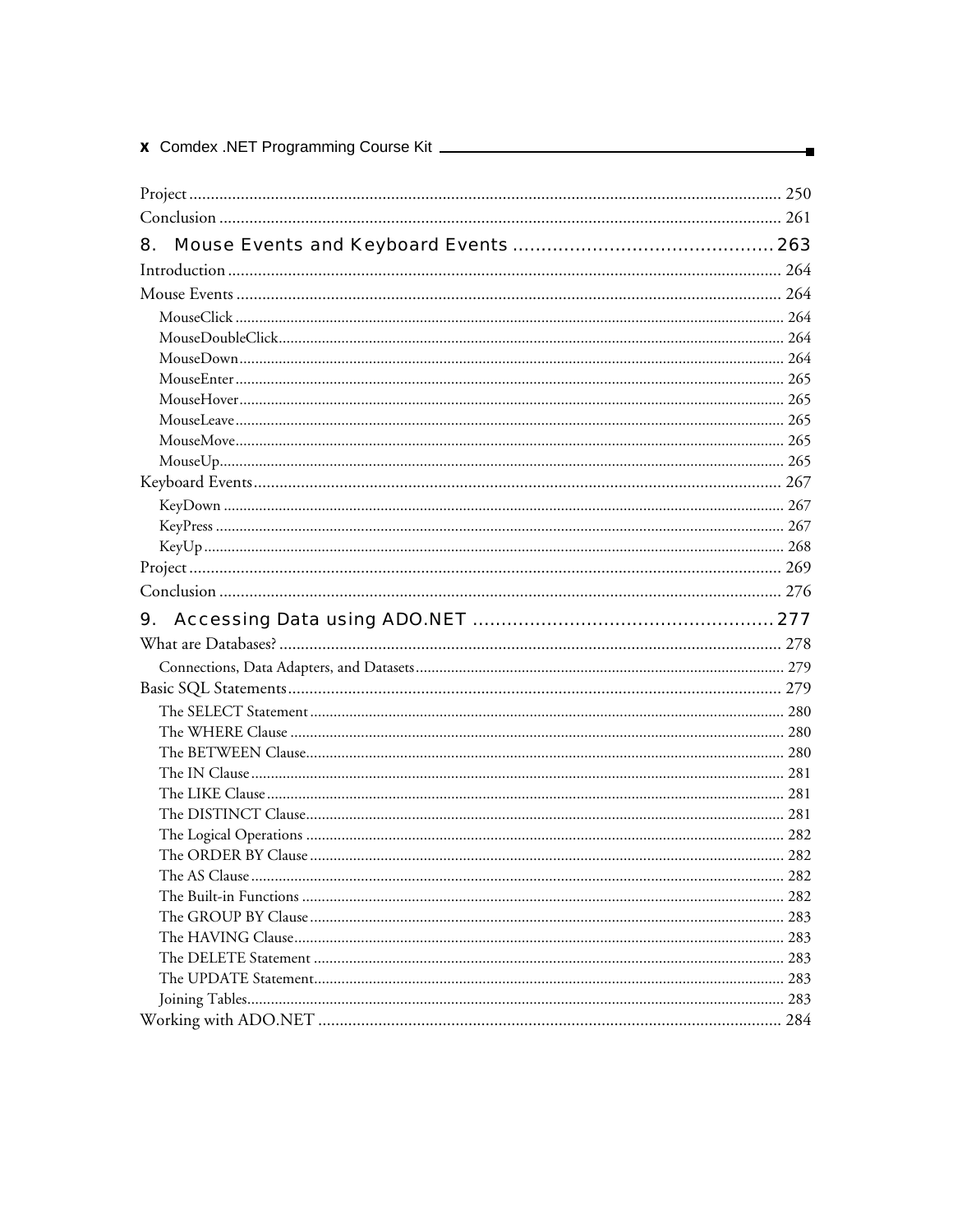Project ........................................................................................................................ 250
Conclusion ................................................................................................................. 261

## 8. Mouse Events and Keyboard Events .............................................. 263

Introduction ................................................................................................................ 264
Mouse Events ............................................................................................................. 264
- MouseClick ............................................................................................................ 264
- MouseDoubleClick.................................................................................................. 264
- MouseDown............................................................................................................ 264
- MouseEnter ............................................................................................................ 265
- MouseHover............................................................................................................ 265
- MouseLeave ............................................................................................................ 265
- MouseMove............................................................................................................. 265
- MouseUp................................................................................................................. 265

Keyboard Events......................................................................................................... 267
- KeyDown ............................................................................................................... 267
- KeyPress ................................................................................................................. 267
- KeyUp .................................................................................................................... 268

Project ........................................................................................................................ 269
Conclusion ................................................................................................................. 276

## 9. Accessing Data using ADO.NET ...................................................... 277

What are Databases? ................................................................................................... 278
- Connections, Data Adapters, and Datasets............................................................... 279

Basic SQL Statements.................................................................................................. 279
- The SELECT Statement .......................................................................................... 280
- The WHERE Clause ............................................................................................... 280
- The BETWEEN Clause............................................................................................ 280
- The IN Clause ......................................................................................................... 281
- The LIKE Clause ..................................................................................................... 281
- The DISTINCT Clause............................................................................................ 281
- The Logical Operations ........................................................................................... 282
- The ORDER BY Clause .......................................................................................... 282
- The AS Clause ......................................................................................................... 282
- The Built-in Functions ............................................................................................ 282
- The GROUP BY Clause .......................................................................................... 283
- The HAVING Clause.............................................................................................. 283
- The DELETE Statement ......................................................................................... 283
- The UPDATE Statement......................................................................................... 283
- Joining Tables.......................................................................................................... 283

Working with ADO.NET ........................................................................................... 284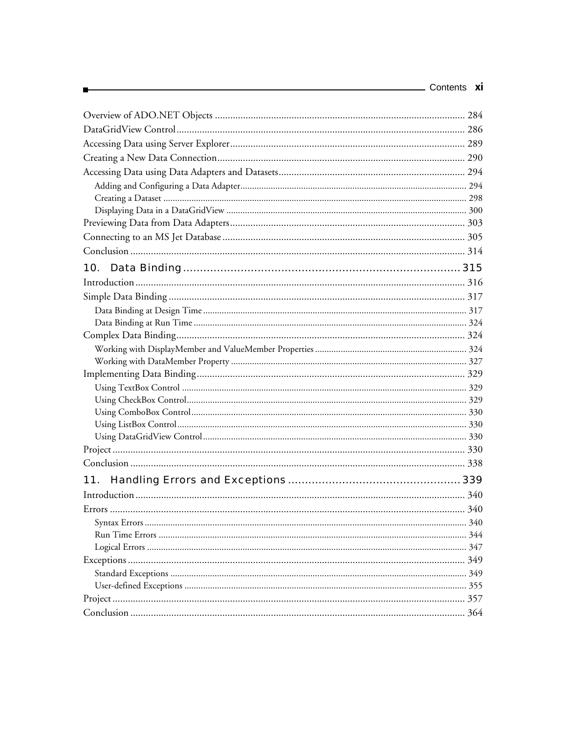Overview of ADO.NET Objects ................................................................................................ 284
DataGridView Control ................................................................................................ 286
Accessing Data using Server Explorer ................................................................................................ 289
Creating a New Data Connection ................................................................................................ 290
Accessing Data using Data Adapters and Datasets ................................................................................................ 294
 Adding and Configuring a Data Adapter ................................................................................................ 294
 Creating a Dataset ................................................................................................ 298
 Displaying Data in a DataGridView ................................................................................................ 300
Previewing Data from Data Adapters ................................................................................................ 303
Connecting to an MS Jet Database ................................................................................................ 305
Conclusion ................................................................................................ 314

## 10. Data Binding ........................................................................ 315

Introduction ................................................................................................ 316
Simple Data Binding ................................................................................................ 317
 Data Binding at Design Time ................................................................................................ 317
 Data Binding at Run Time ................................................................................................ 324
Complex Data Binding ................................................................................................ 324
 Working with DisplayMember and ValueMember Properties ................................................................................................ 324
 Working with DataMember Property ................................................................................................ 327
Implementing Data Binding ................................................................................................ 329
 Using TextBox Control ................................................................................................ 329
 Using CheckBox Control ................................................................................................ 329
 Using ComboBox Control ................................................................................................ 330
 Using ListBox Control ................................................................................................ 330
 Using DataGridView Control ................................................................................................ 330
Project ................................................................................................ 330
Conclusion ................................................................................................ 338

## 11. Handling Errors and Exceptions ........................................................ 339

Introduction ................................................................................................ 340
Errors ................................................................................................ 340
 Syntax Errors ................................................................................................ 340
 Run Time Errors ................................................................................................ 344
 Logical Errors ................................................................................................ 347
Exceptions ................................................................................................ 349
 Standard Exceptions ................................................................................................ 349
 User-defined Exceptions ................................................................................................ 355
Project ................................................................................................ 357
Conclusion ................................................................................................ 364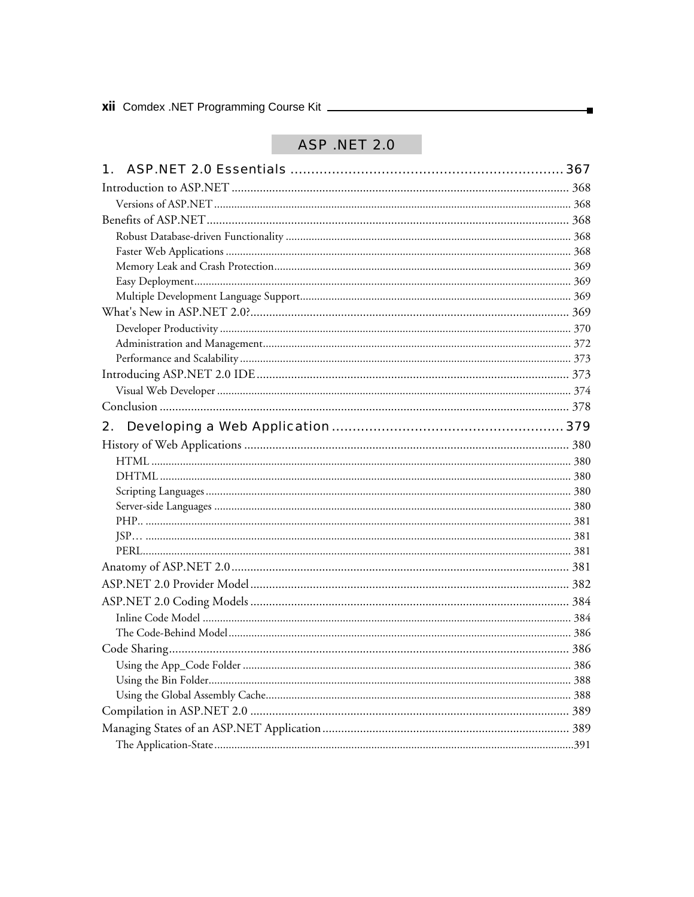# ASP .NET 2.0

## 1. ASP.NET 2.0 Essentials .................................................................. 367

Introduction to ASP.NET .......................................................................................... 368

- Versions of ASP.NET .......................................................................................... 368

Benefits of ASP.NET .................................................................................................. 368

- Robust Database-driven Functionality .................................................................. 368
- Faster Web Applications ...................................................................................... 368
- Memory Leak and Crash Protection ...................................................................... 369
- Easy Deployment ................................................................................................. 369
- Multiple Development Language Support ............................................................. 369

What's New in ASP.NET 2.0? .................................................................................... 369

- Developer Productivity ........................................................................................ 370
- Administration and Management .......................................................................... 372
- Performance and Scalability ................................................................................. 373

Introducing ASP.NET 2.0 IDE .................................................................................. 373

- Visual Web Developer .......................................................................................... 374

Conclusion ................................................................................................................. 378

## 2. Developing a Web Application ......................................................... 379

History of Web Applications ...................................................................................... 380

- HTML ................................................................................................................. 380
- DHTML ............................................................................................................... 380
- Scripting Languages ............................................................................................. 380
- Server-side Languages .......................................................................................... 380
- PHP.. .................................................................................................................. 381
- JSP… .................................................................................................................. 381
- PERL .................................................................................................................. 381

Anatomy of ASP.NET 2.0 .......................................................................................... 381

ASP.NET 2.0 Provider Model .................................................................................... 382

ASP.NET 2.0 Coding Models .................................................................................... 384

- Inline Code Model ............................................................................................... 384
- The Code-Behind Model ...................................................................................... 386

Code Sharing ............................................................................................................. 386

- Using the App_Code Folder ................................................................................. 386
- Using the Bin Folder ............................................................................................ 388
- Using the Global Assembly Cache ......................................................................... 388

Compilation in ASP.NET 2.0 .................................................................................... 389

Managing States of an ASP.NET Application ............................................................. 389

- The Application-State ..........................................................................................391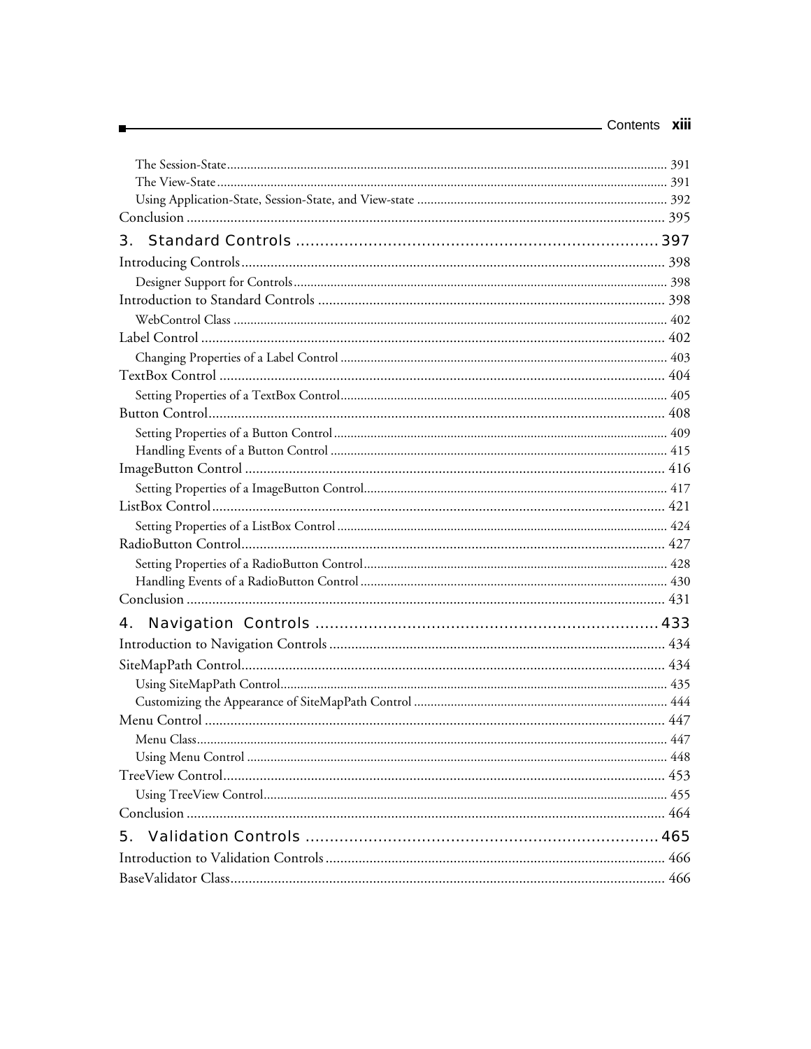The Session-State ........ 391
The View-State ........ 391
Using Application-State, Session-State, and View-state ........ 392
Conclusion ........ 395

## 3. Standard Controls ........ 397

Introducing Controls ........ 398
Designer Support for Controls ........ 398
Introduction to Standard Controls ........ 398
WebControl Class ........ 402
Label Control ........ 402
Changing Properties of a Label Control ........ 403
TextBox Control ........ 404
Setting Properties of a TextBox Control ........ 405
Button Control ........ 408
Setting Properties of a Button Control ........ 409
Handling Events of a Button Control ........ 415
ImageButton Control ........ 416
Setting Properties of a ImageButton Control ........ 417
ListBox Control ........ 421
Setting Properties of a ListBox Control ........ 424
RadioButton Control ........ 427
Setting Properties of a RadioButton Control ........ 428
Handling Events of a RadioButton Control ........ 430
Conclusion ........ 431

## 4. Navigation Controls ........ 433

Introduction to Navigation Controls ........ 434
SiteMapPath Control ........ 434
Using SiteMapPath Control ........ 435
Customizing the Appearance of SiteMapPath Control ........ 444
Menu Control ........ 447
Menu Class ........ 447
Using Menu Control ........ 448
TreeView Control ........ 453
Using TreeView Control ........ 455
Conclusion ........ 464

## 5. Validation Controls ........ 465

Introduction to Validation Controls ........ 466
BaseValidator Class ........ 466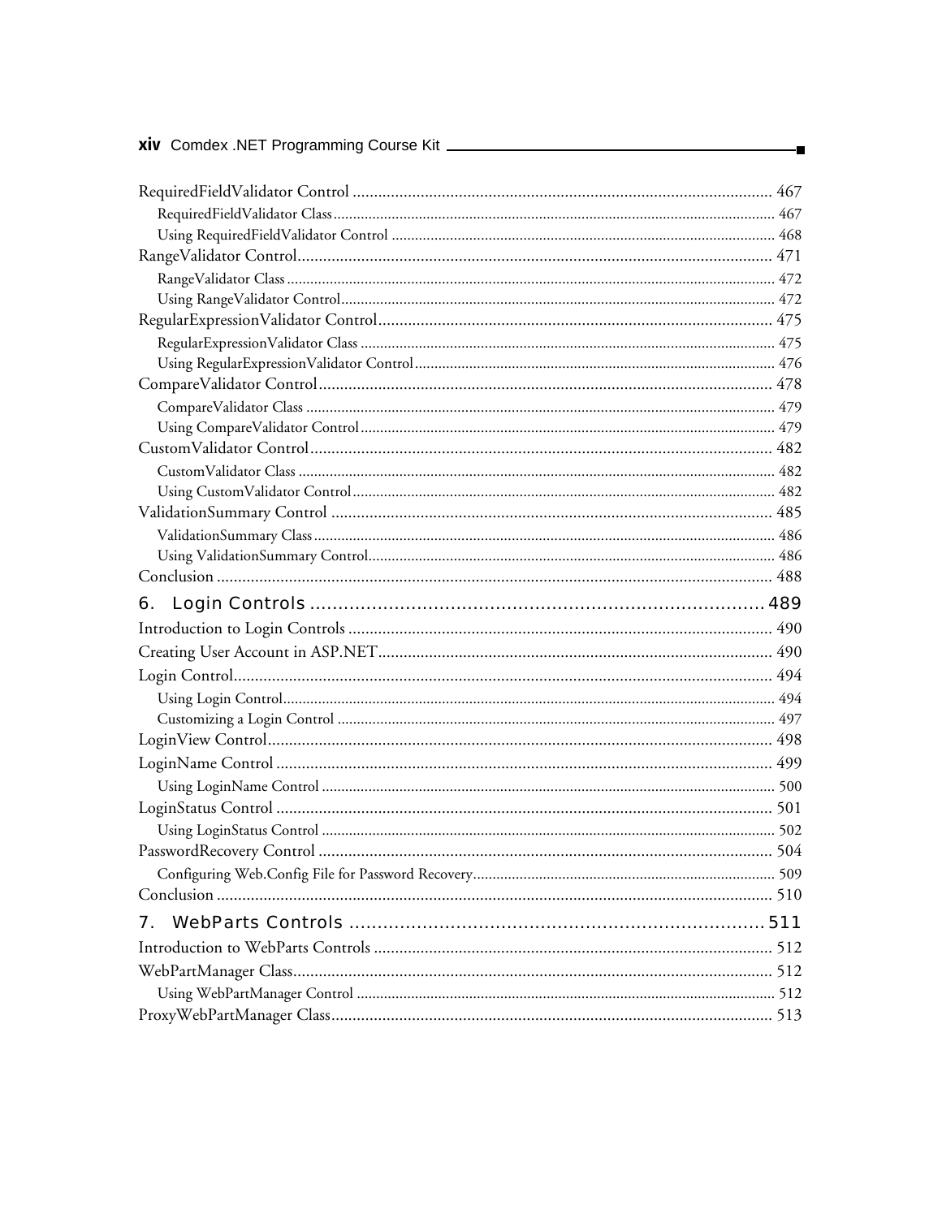RequiredFieldValidator Control ........................................................................................ 467

RequiredFieldValidator Class ........................................................................................ 467

Using RequiredFieldValidator Control ........................................................................................ 468

RangeValidator Control ........................................................................................ 471

RangeValidator Class ........................................................................................ 472

Using RangeValidator Control ........................................................................................ 472

RegularExpressionValidator Control ........................................................................................ 475

RegularExpressionValidator Class ........................................................................................ 475

Using RegularExpressionValidator Control ........................................................................................ 476

CompareValidator Control ........................................................................................ 478

CompareValidator Class ........................................................................................ 479

Using CompareValidator Control ........................................................................................ 479

CustomValidator Control ........................................................................................ 482

CustomValidator Class ........................................................................................ 482

Using CustomValidator Control ........................................................................................ 482

ValidationSummary Control ........................................................................................ 485

ValidationSummary Class ........................................................................................ 486

Using ValidationSummary Control ........................................................................................ 486

Conclusion ........................................................................................ 488

## 6. Login Controls ........................................................................................ 489

Introduction to Login Controls ........................................................................................ 490

Creating User Account in ASP.NET ........................................................................................ 490

Login Control ........................................................................................ 494

Using Login Control ........................................................................................ 494

Customizing a Login Control ........................................................................................ 497

LoginView Control ........................................................................................ 498

LoginName Control ........................................................................................ 499

Using LoginName Control ........................................................................................ 500

LoginStatus Control ........................................................................................ 501

Using LoginStatus Control ........................................................................................ 502

PasswordRecovery Control ........................................................................................ 504

Configuring Web.Config File for Password Recovery ........................................................................................ 509

Conclusion ........................................................................................ 510

## 7. WebParts Controls ........................................................................................ 511

Introduction to WebParts Controls ........................................................................................ 512

WebPartManager Class ........................................................................................ 512

Using WebPartManager Control ........................................................................................ 512

ProxyWebPartManager Class ........................................................................................ 513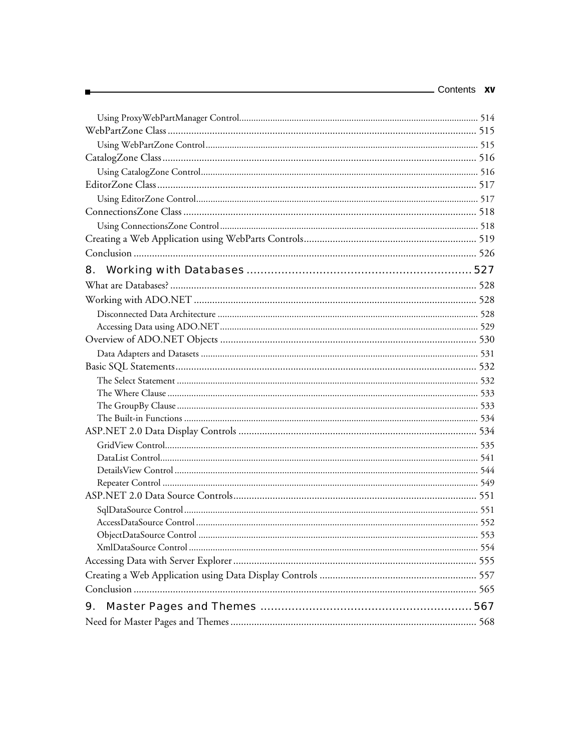Using ProxyWebPartManager Control ........ 514

WebPartZone Class ........ 515

Using WebPartZone Control ........ 515

CatalogZone Class ........ 516

Using CatalogZone Control ........ 516

EditorZone Class ........ 517

Using EditorZone Control ........ 517

ConnectionsZone Class ........ 518

Using ConnectionsZone Control ........ 518

Creating a Web Application using WebParts Controls ........ 519

Conclusion ........ 526

## 8. Working with Databases ........ 527

What are Databases? ........ 528

Working with ADO.NET ........ 528

Disconnected Data Architecture ........ 528

Accessing Data using ADO.NET ........ 529

Overview of ADO.NET Objects ........ 530

Data Adapters and Datasets ........ 531

Basic SQL Statements ........ 532

The Select Statement ........ 532

The Where Clause ........ 533

The GroupBy Clause ........ 533

The Built-in Functions ........ 534

ASP.NET 2.0 Data Display Controls ........ 534

GridView Control ........ 535

DataList Control ........ 541

DetailsView Control ........ 544

Repeater Control ........ 549

ASP.NET 2.0 Data Source Controls ........ 551

SqlDataSource Control ........ 551

AccessDataSource Control ........ 552

ObjectDataSource Control ........ 553

XmlDataSource Control ........ 554

Accessing Data with Server Explorer ........ 555

Creating a Web Application using Data Display Controls ........ 557

Conclusion ........ 565

## 9. Master Pages and Themes ........ 567

Need for Master Pages and Themes ........ 568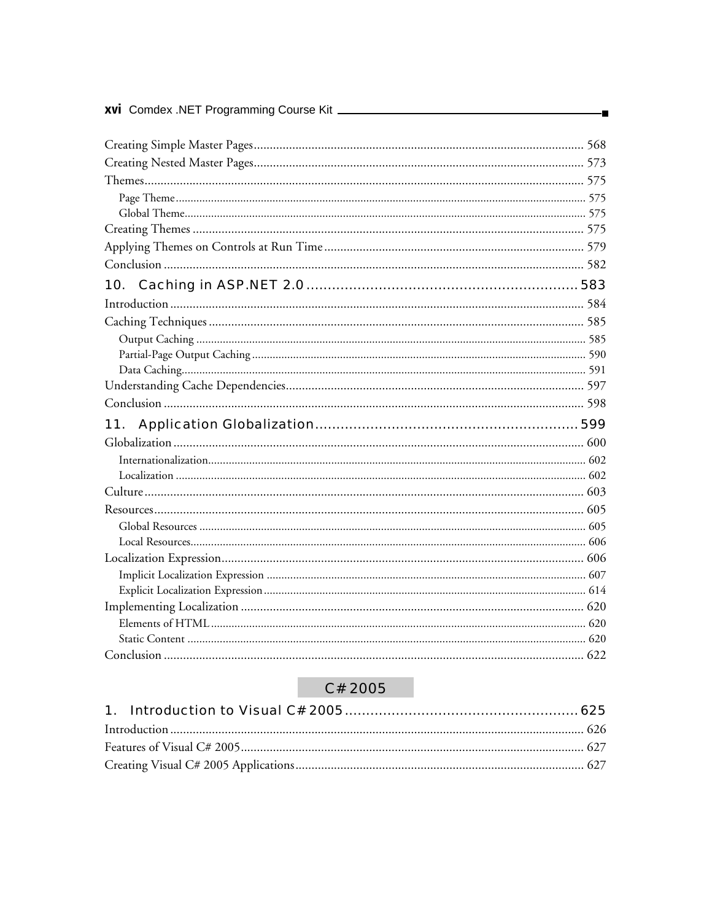Creating Simple Master Pages ..................... 568
Creating Nested Master Pages ..................... 573
Themes ..................... 575
- Page Theme ..................... 575
- Global Theme ..................... 575

Creating Themes ..................... 575
Applying Themes on Controls at Run Time ..................... 579
Conclusion ..................... 582

## 10. Caching in ASP.NET 2.0 ..................... 583

Introduction ..................... 584
Caching Techniques ..................... 585
- Output Caching ..................... 585
- Partial-Page Output Caching ..................... 590
- Data Caching ..................... 591

Understanding Cache Dependencies ..................... 597
Conclusion ..................... 598

## 11. Application Globalization ..................... 599

Globalization ..................... 600
- Internationalization ..................... 602
- Localization ..................... 602

Culture ..................... 603
Resources ..................... 605
- Global Resources ..................... 605
- Local Resources ..................... 606

Localization Expression ..................... 606
- Implicit Localization Expression ..................... 607
- Explicit Localization Expression ..................... 614

Implementing Localization ..................... 620
- Elements of HTML ..................... 620
- Static Content ..................... 620

Conclusion ..................... 622

# C# 2005

## 1. Introduction to Visual C# 2005 ..................... 625

Introduction ..................... 626
Features of Visual C# 2005 ..................... 627
Creating Visual C# 2005 Applications ..................... 627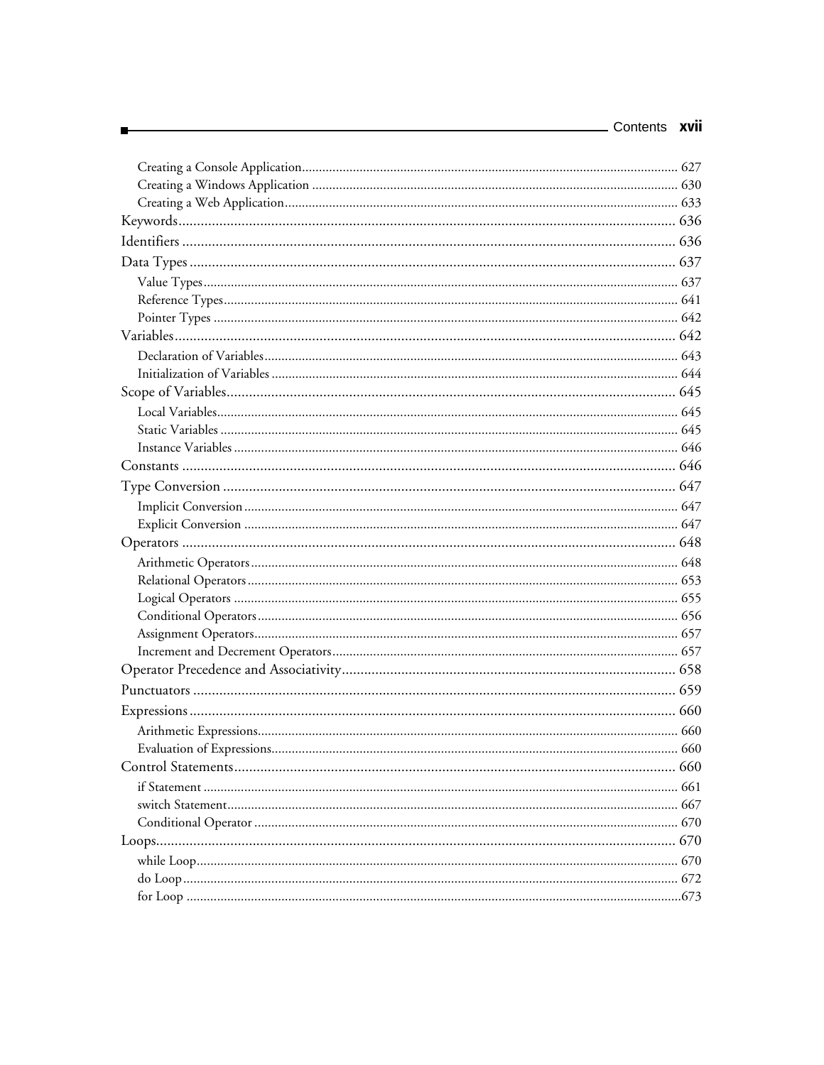- Creating a Console Application ........ 627
- Creating a Windows Application ........ 630
- Creating a Web Application ........ 633

Keywords ........ 636

Identifiers ........ 636

Data Types ........ 637

- Value Types ........ 637
- Reference Types ........ 641
- Pointer Types ........ 642

Variables ........ 642

- Declaration of Variables ........ 643
- Initialization of Variables ........ 644

Scope of Variables ........ 645

- Local Variables ........ 645
- Static Variables ........ 645
- Instance Variables ........ 646

Constants ........ 646

Type Conversion ........ 647

- Implicit Conversion ........ 647
- Explicit Conversion ........ 647

Operators ........ 648

- Arithmetic Operators ........ 648
- Relational Operators ........ 653
- Logical Operators ........ 655
- Conditional Operators ........ 656
- Assignment Operators ........ 657
- Increment and Decrement Operators ........ 657

Operator Precedence and Associativity ........ 658

Punctuators ........ 659

Expressions ........ 660

- Arithmetic Expressions ........ 660
- Evaluation of Expressions ........ 660

Control Statements ........ 660

- if Statement ........ 661
- switch Statement ........ 667
- Conditional Operator ........ 670

Loops ........ 670

- while Loop ........ 670
- do Loop ........ 672
- for Loop ........ 673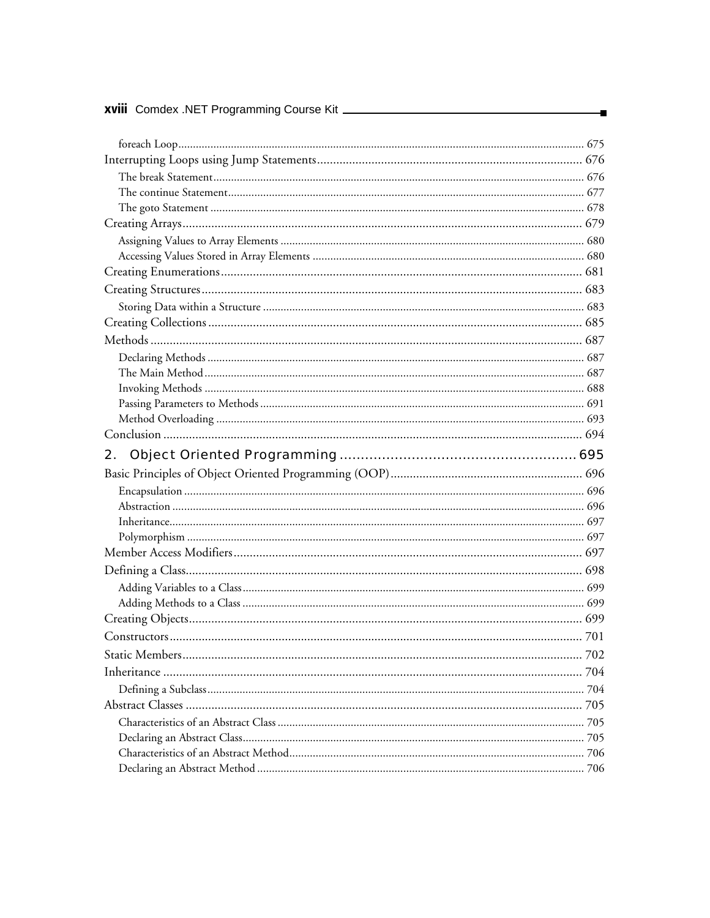foreach Loop ... 675

Interrupting Loops using Jump Statements ... 676

The break Statement ... 676

The continue Statement ... 677

The goto Statement ... 678

Creating Arrays ... 679

Assigning Values to Array Elements ... 680

Accessing Values Stored in Array Elements ... 680

Creating Enumerations ... 681

Creating Structures ... 683

Storing Data within a Structure ... 683

Creating Collections ... 685

Methods ... 687

Declaring Methods ... 687

The Main Method ... 687

Invoking Methods ... 688

Passing Parameters to Methods ... 691

Method Overloading ... 693

Conclusion ... 694

## 2. Object Oriented Programming ... 695

Basic Principles of Object Oriented Programming (OOP) ... 696

Encapsulation ... 696

Abstraction ... 696

Inheritance ... 697

Polymorphism ... 697

Member Access Modifiers ... 697

Defining a Class ... 698

Adding Variables to a Class ... 699

Adding Methods to a Class ... 699

Creating Objects ... 699

Constructors ... 701

Static Members ... 702

Inheritance ... 704

Defining a Subclass ... 704

Abstract Classes ... 705

Characteristics of an Abstract Class ... 705

Declaring an Abstract Class ... 705

Characteristics of an Abstract Method ... 706

Declaring an Abstract Method ... 706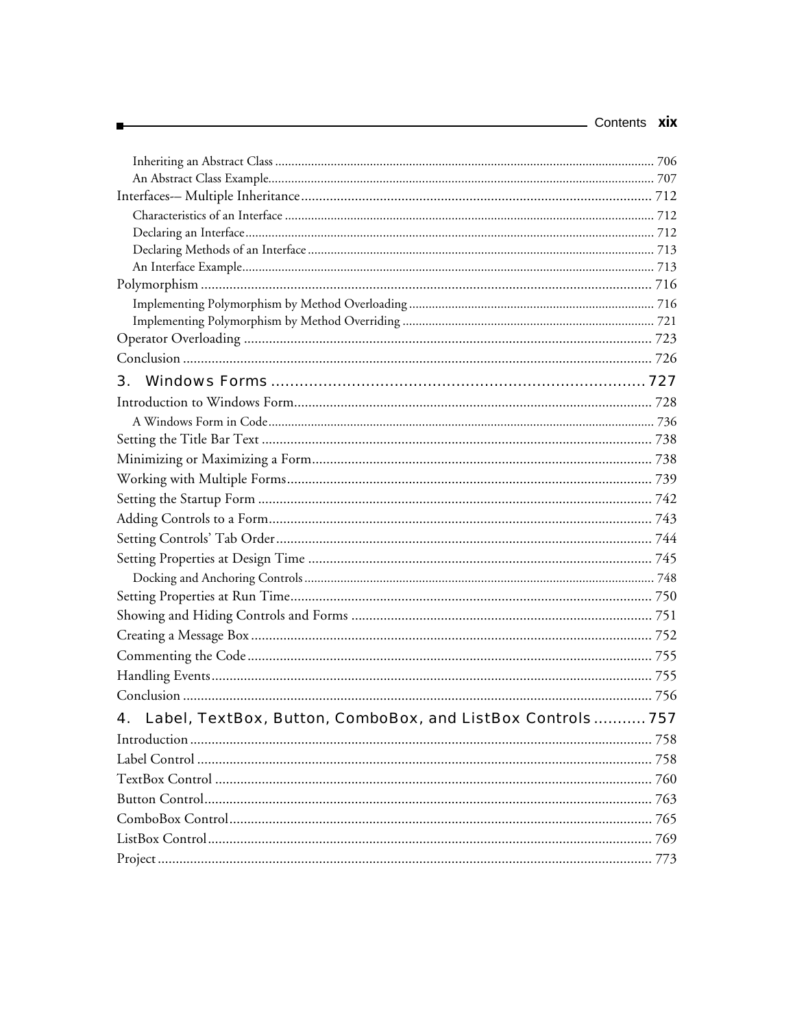Inheriting an Abstract Class ........................................................................................................ 706
An Abstract Class Example........................................................................................................... 707
Interfaces-– Multiple Inheritance ................................................................................................ 712
Characteristics of an Interface ....................................................................................................... 712
Declaring an Interface ................................................................................................................... 712
Declaring Methods of an Interface ................................................................................................ 713
An Interface Example .................................................................................................................... 713
Polymorphism ................................................................................................................................ 716
Implementing Polymorphism by Method Overloading ................................................................. 716
Implementing Polymorphism by Method Overriding .................................................................. 721
Operator Overloading .................................................................................................................. 723
Conclusion .................................................................................................................................... 726

## 3. Windows Forms ........................................................................ 727

Introduction to Windows Form ..................................................................................................... 728
A Windows Form in Code .............................................................................................................. 736
Setting the Title Bar Text ............................................................................................................... 738
Minimizing or Maximizing a Form ................................................................................................ 738
Working with Multiple Forms ........................................................................................................ 739
Setting the Startup Form ................................................................................................................ 742
Adding Controls to a Form ............................................................................................................. 743
Setting Controls' Tab Order ........................................................................................................... 744
Setting Properties at Design Time .................................................................................................. 745
Docking and Anchoring Controls .................................................................................................. 748
Setting Properties at Run Time ...................................................................................................... 750
Showing and Hiding Controls and Forms ..................................................................................... 751
Creating a Message Box ................................................................................................................. 752
Commenting the Code ................................................................................................................... 755
Handling Events ............................................................................................................................. 755
Conclusion ..................................................................................................................................... 756

## 4. Label, TextBox, Button, ComboBox, and ListBox Controls ........... 757

Introduction ................................................................................................................................... 758
Label Control ................................................................................................................................. 758
TextBox Control ............................................................................................................................. 760
Button Control ................................................................................................................................ 763
ComboBox Control ......................................................................................................................... 765
ListBox Control ............................................................................................................................... 769
Project ............................................................................................................................................ 773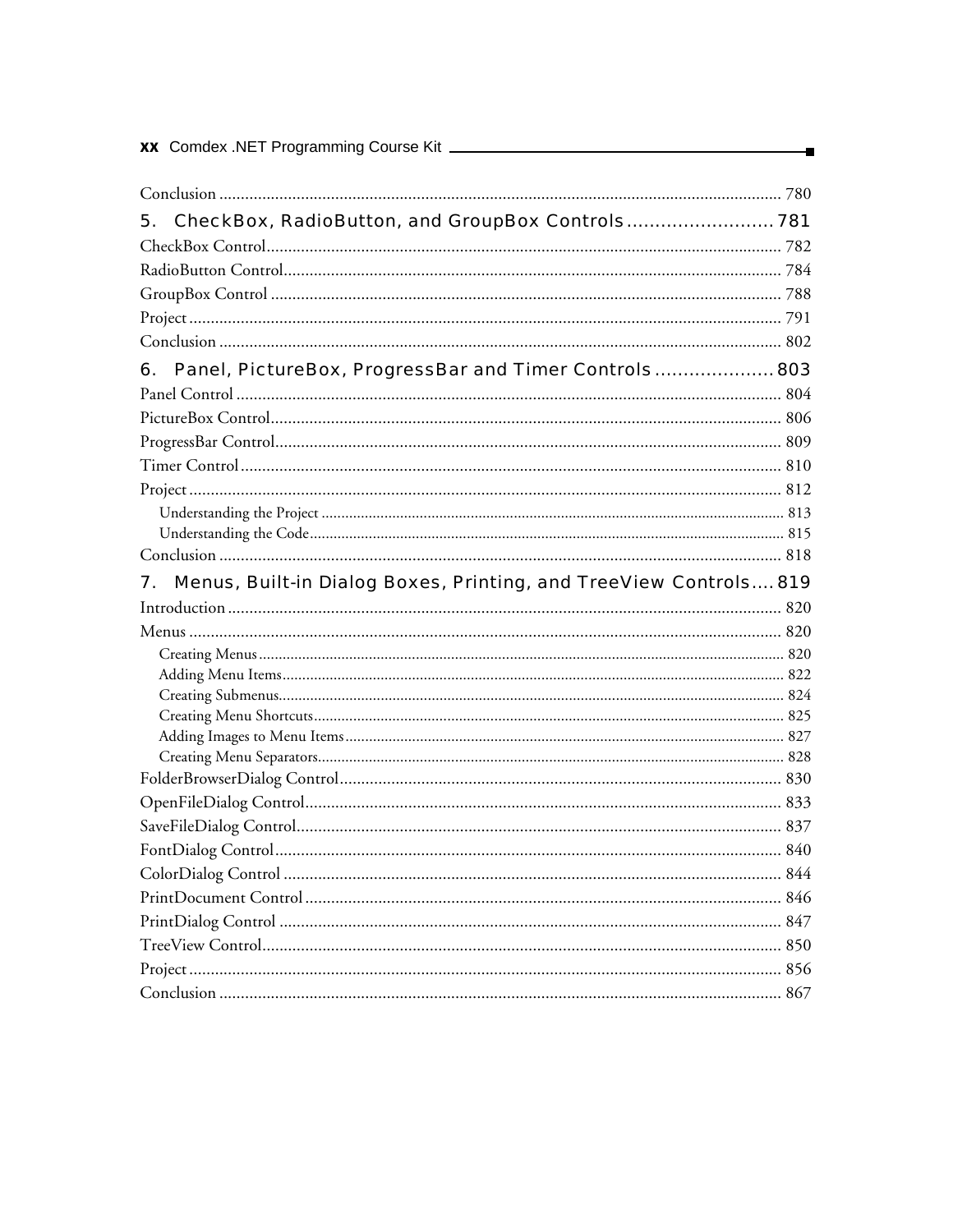Conclusion ........................................................................................................................ 780

## 5. CheckBox, RadioButton, and GroupBox Controls ........................ 781

CheckBox Control ............................................................................................................... 782

RadioButton Control ........................................................................................................... 784

GroupBox Control .............................................................................................................. 788

Project ................................................................................................................................ 791

Conclusion .......................................................................................................................... 802

## 6. Panel, PictureBox, ProgressBar and Timer Controls ..................... 803

Panel Control ...................................................................................................................... 804

PictureBox Control .............................................................................................................. 806

ProgressBar Control ............................................................................................................. 809

Timer Control ..................................................................................................................... 810

Project ................................................................................................................................ 812

- Understanding the Project ............................................................................................. 813
- Understanding the Code ................................................................................................. 815

Conclusion .......................................................................................................................... 818

## 7. Menus, Built-in Dialog Boxes, Printing, and TreeView Controls .... 819

Introduction ....................................................................................................................... 820

Menus ................................................................................................................................ 820

- Creating Menus ............................................................................................................. 820
- Adding Menu Items ........................................................................................................ 822
- Creating Submenus ........................................................................................................ 824
- Creating Menu Shortcuts ............................................................................................... 825
- Adding Images to Menu Items ....................................................................................... 827
- Creating Menu Separators .............................................................................................. 828

FolderBrowserDialog Control .............................................................................................. 830

OpenFileDialog Control ....................................................................................................... 833

SaveFileDialog Control ........................................................................................................ 837

FontDialog Control .............................................................................................................. 840

ColorDialog Control ............................................................................................................ 844

PrintDocument Control ....................................................................................................... 846

PrintDialog Control ............................................................................................................. 847

TreeView Control ................................................................................................................ 850

Project ................................................................................................................................ 856

Conclusion .......................................................................................................................... 867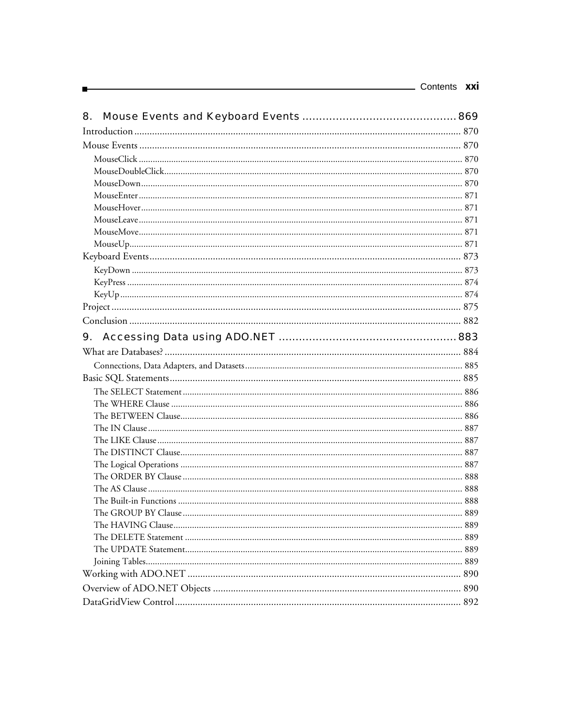## 8. Mouse Events and Keyboard Events .............................................. 869

Introduction ............................................................................................................... 870

Mouse Events ............................................................................................................ 870

- MouseClick ........................................................................................................... 870
- MouseDoubleClick................................................................................................ 870
- MouseDown.......................................................................................................... 870
- MouseEnter........................................................................................................... 871
- MouseHover.......................................................................................................... 871
- MouseLeave........................................................................................................... 871
- MouseMove.......................................................................................................... 871
- MouseUp.............................................................................................................. 871

Keyboard Events........................................................................................................ 873

- KeyDown ............................................................................................................. 873
- KeyPress ............................................................................................................... 874
- KeyUp .................................................................................................................. 874

Project ....................................................................................................................... 875

Conclusion ................................................................................................................. 882

## 9. Accessing Data using ADO.NET ...................................................... 883

What are Databases? .................................................................................................. 884

- Connections, Data Adapters, and Datasets............................................................ 885

Basic SQL Statements................................................................................................. 885

- The SELECT Statement ........................................................................................ 886
- The WHERE Clause ............................................................................................. 886
- The BETWEEN Clause......................................................................................... 886
- The IN Clause ...................................................................................................... 887
- The LIKE Clause .................................................................................................. 887
- The DISTINCT Clause......................................................................................... 887
- The Logical Operations ......................................................................................... 887
- The ORDER BY Clause ........................................................................................ 888
- The AS Clause ...................................................................................................... 888
- The Built-in Functions .......................................................................................... 888
- The GROUP BY Clause ........................................................................................ 889
- The HAVING Clause............................................................................................ 889
- The DELETE Statement ....................................................................................... 889
- The UPDATE Statement....................................................................................... 889
- Joining Tables........................................................................................................ 889

Working with ADO.NET .......................................................................................... 890

Overview of ADO.NET Objects ................................................................................ 890

DataGridView Control............................................................................................... 892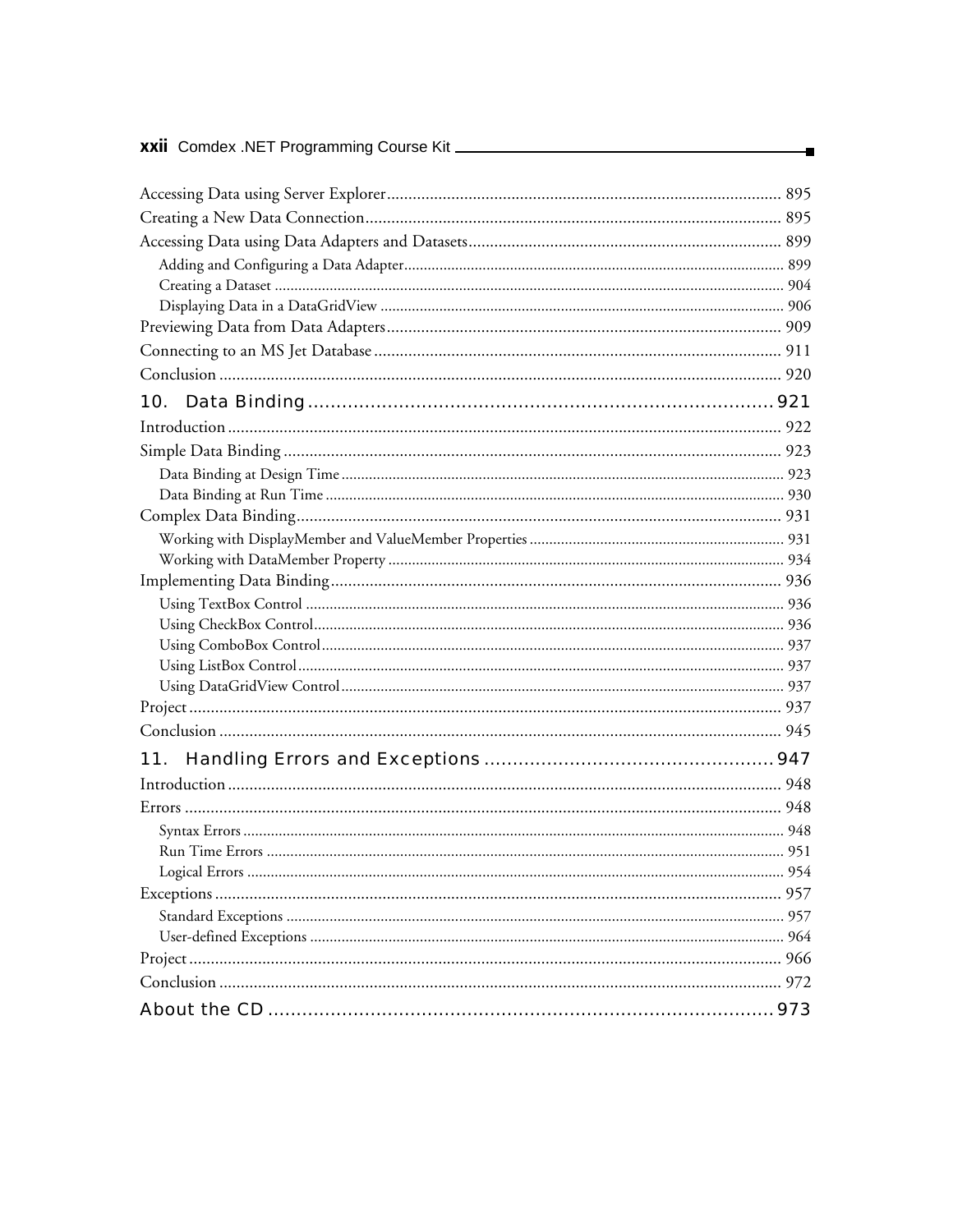Accessing Data using Server Explorer .......... 895
Creating a New Data Connection .......... 895
Accessing Data using Data Adapters and Datasets .......... 899
- Adding and Configuring a Data Adapter .......... 899
- Creating a Dataset .......... 904
- Displaying Data in a DataGridView .......... 906

Previewing Data from Data Adapters .......... 909
Connecting to an MS Jet Database .......... 911
Conclusion .......... 920

## 10. Data Binding .......... 921

Introduction .......... 922
Simple Data Binding .......... 923
- Data Binding at Design Time .......... 923
- Data Binding at Run Time .......... 930

Complex Data Binding .......... 931
- Working with DisplayMember and ValueMember Properties .......... 931
- Working with DataMember Property .......... 934

Implementing Data Binding .......... 936
- Using TextBox Control .......... 936
- Using CheckBox Control .......... 936
- Using ComboBox Control .......... 937
- Using ListBox Control .......... 937
- Using DataGridView Control .......... 937

Project .......... 937
Conclusion .......... 945

## 11. Handling Errors and Exceptions .......... 947

Introduction .......... 948
Errors .......... 948
- Syntax Errors .......... 948
- Run Time Errors .......... 951
- Logical Errors .......... 954

Exceptions .......... 957
- Standard Exceptions .......... 957
- User-defined Exceptions .......... 964

Project .......... 966
Conclusion .......... 972

## About the CD .......... 973